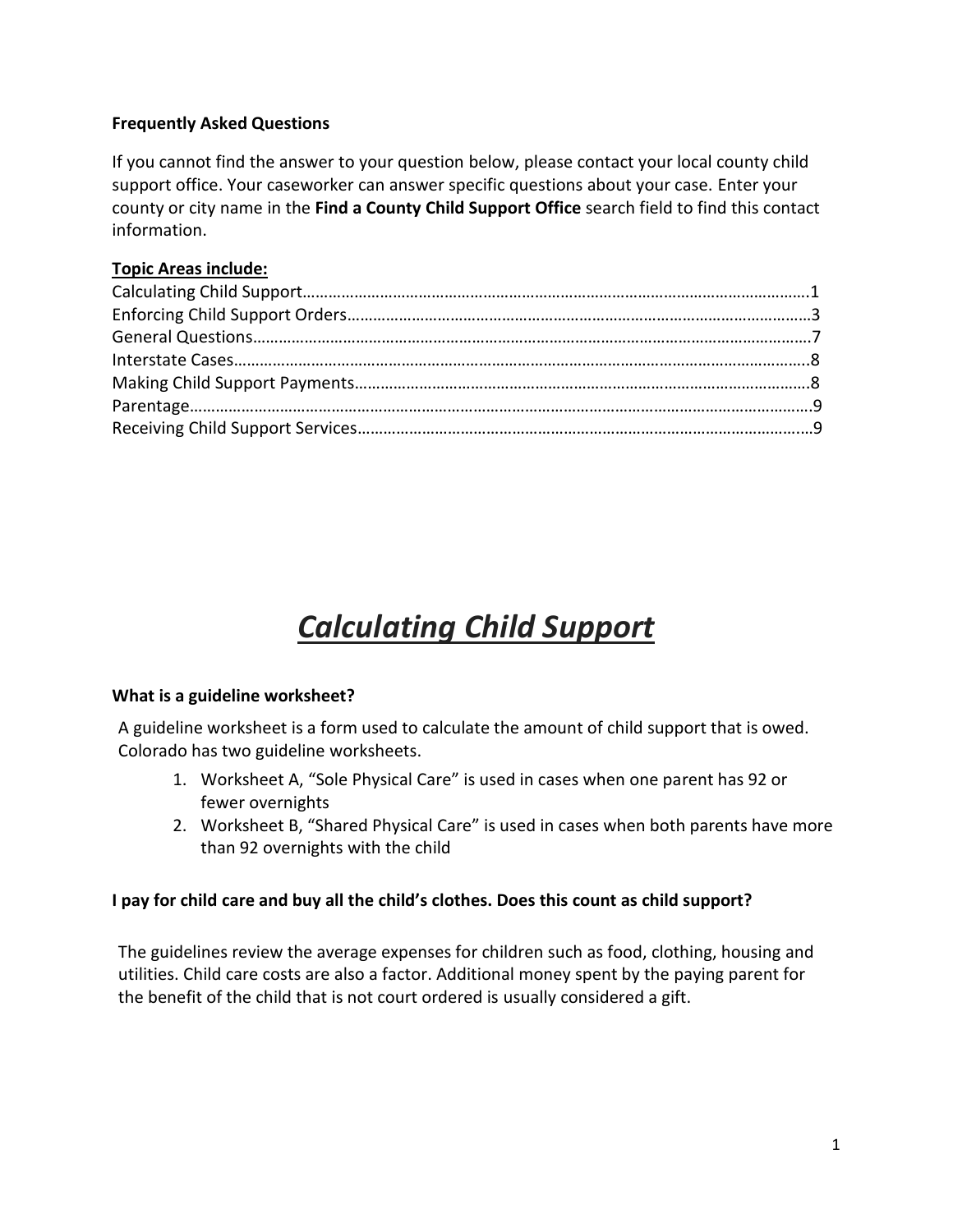**Frequently Asked Questions**

If you cannot find the answer to your question below, please contact your local county child support office. Your caseworker can answer specific questions about your case. Enter your county or city name in the **Find a County Child Support Office** search field to find this contact information.

**Topic Areas include:**

Calculating Child Support……………………………………………………………………………………………………1
Enforcing Child Support Orders………………………………………………………………………………………3
General Questions……………………………………………………………………………………………………………7
Interstate Cases…………………………………………………………………………………………………………………8
Making Child Support Payments……………………………………………………………………………………8
Parentage……………………………………………………………………………………………………………………………9
Receiving Child Support Services……………………………………………………………………………………9

# *Calculating Child Support*

**What is a guideline worksheet?**

A guideline worksheet is a form used to calculate the amount of child support that is owed. Colorado has two guideline worksheets.

1. Worksheet A, "Sole Physical Care" is used in cases when one parent has 92 or fewer overnights
2. Worksheet B, "Shared Physical Care" is used in cases when both parents have more than 92 overnights with the child

**I pay for child care and buy all the child's clothes. Does this count as child support?**

The guidelines review the average expenses for children such as food, clothing, housing and utilities. Child care costs are also a factor. Additional money spent by the paying parent for the benefit of the child that is not court ordered is usually considered a gift.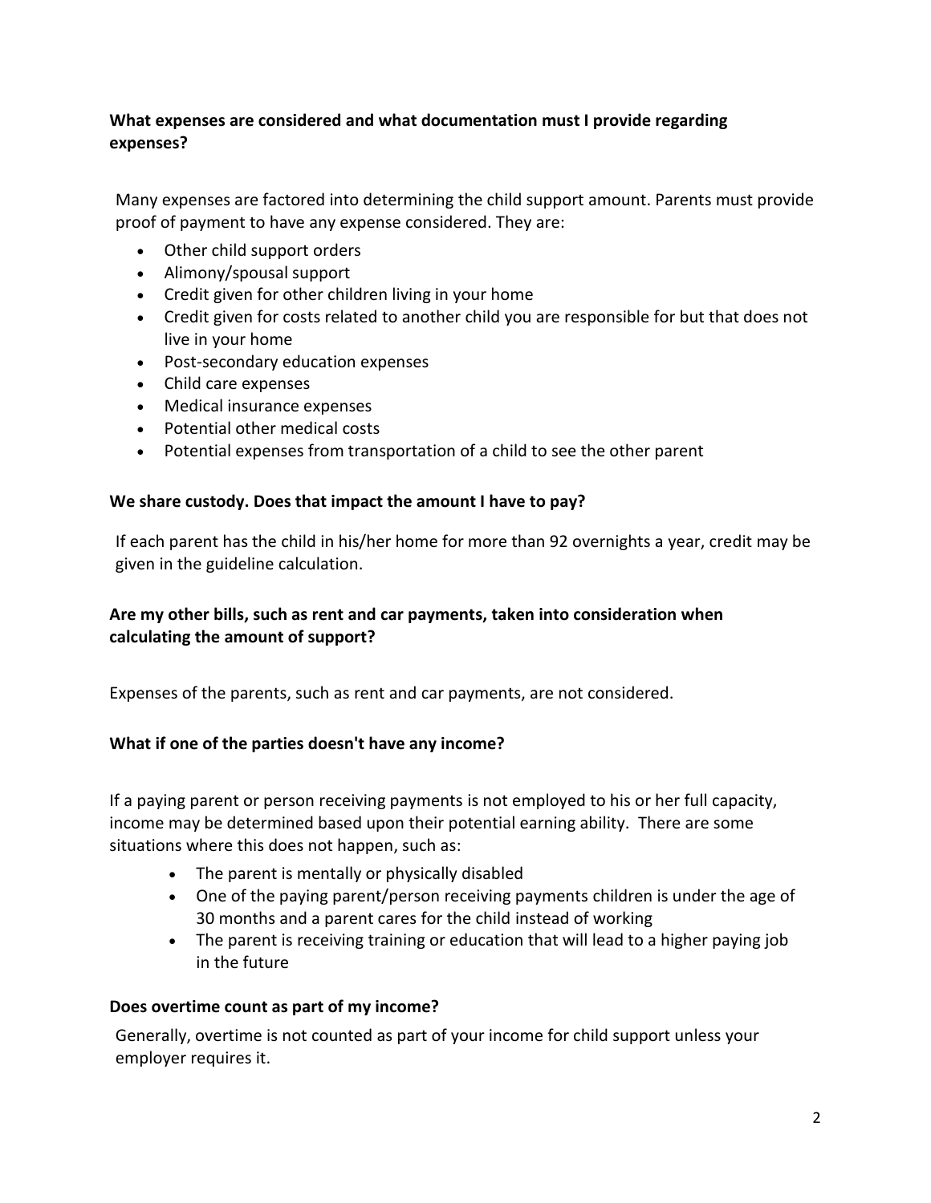**What expenses are considered and what documentation must I provide regarding expenses?**

Many expenses are factored into determining the child support amount. Parents must provide proof of payment to have any expense considered. They are:

- Other child support orders
- Alimony/spousal support
- Credit given for other children living in your home
- Credit given for costs related to another child you are responsible for but that does not live in your home
- Post-secondary education expenses
- Child care expenses
- Medical insurance expenses
- Potential other medical costs
- Potential expenses from transportation of a child to see the other parent

**We share custody. Does that impact the amount I have to pay?**

If each parent has the child in his/her home for more than 92 overnights a year, credit may be given in the guideline calculation.

**Are my other bills, such as rent and car payments, taken into consideration when calculating the amount of support?**

Expenses of the parents, such as rent and car payments, are not considered.

**What if one of the parties doesn't have any income?**

If a paying parent or person receiving payments is not employed to his or her full capacity, income may be determined based upon their potential earning ability. There are some situations where this does not happen, such as:

- The parent is mentally or physically disabled
- One of the paying parent/person receiving payments children is under the age of 30 months and a parent cares for the child instead of working
- The parent is receiving training or education that will lead to a higher paying job in the future

**Does overtime count as part of my income?**

Generally, overtime is not counted as part of your income for child support unless your employer requires it.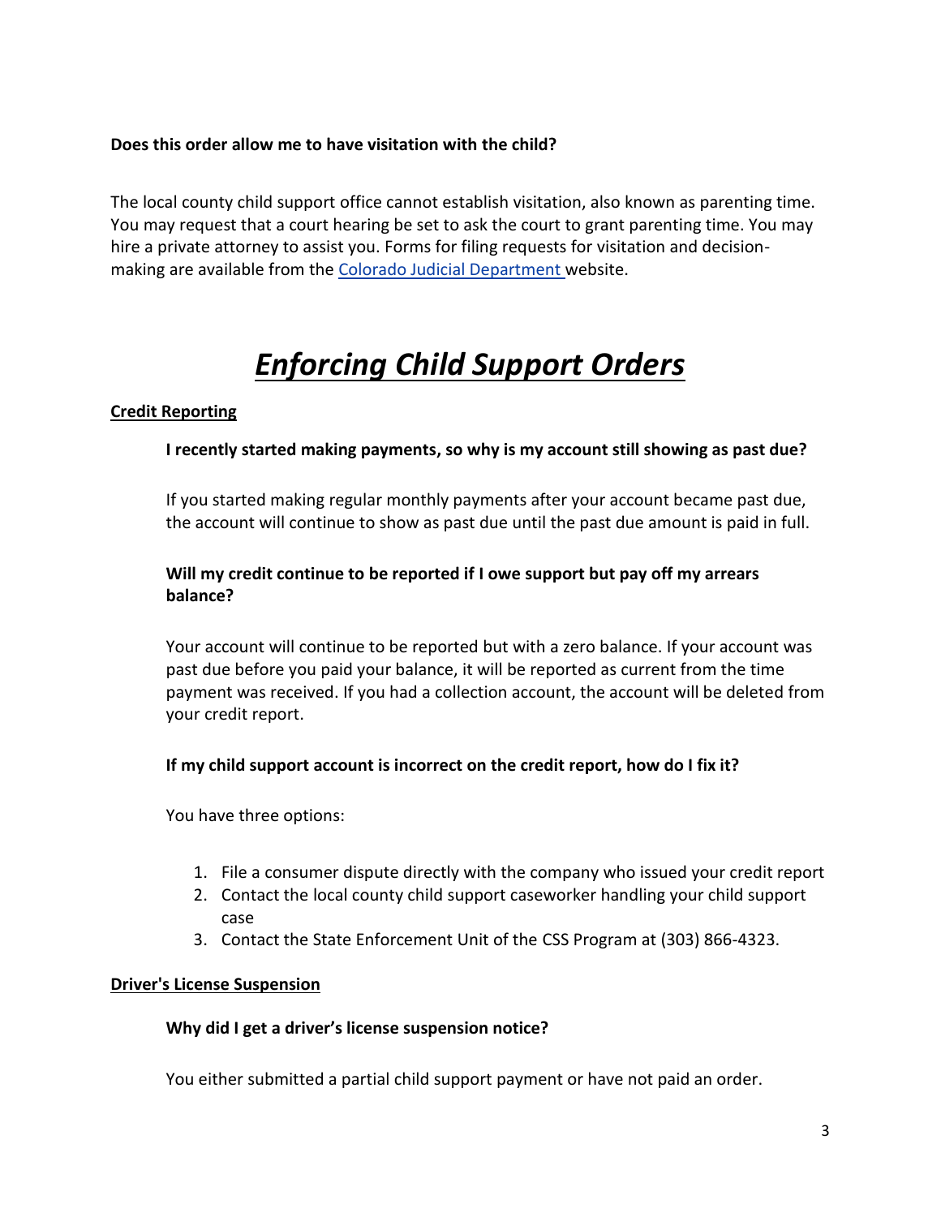**Does this order allow me to have visitation with the child?**

The local county child support office cannot establish visitation, also known as parenting time. You may request that a court hearing be set to ask the court to grant parenting time. You may hire a private attorney to assist you. Forms for filing requests for visitation and decision-making are available from the Colorado Judicial Department website.

# ***Enforcing Child Support Orders***

## Credit Reporting

**I recently started making payments, so why is my account still showing as past due?**

If you started making regular monthly payments after your account became past due, the account will continue to show as past due until the past due amount is paid in full.

**Will my credit continue to be reported if I owe support but pay off my arrears balance?**

Your account will continue to be reported but with a zero balance. If your account was past due before you paid your balance, it will be reported as current from the time payment was received. If you had a collection account, the account will be deleted from your credit report.

**If my child support account is incorrect on the credit report, how do I fix it?**

You have three options:

1. File a consumer dispute directly with the company who issued your credit report
2. Contact the local county child support caseworker handling your child support case
3. Contact the State Enforcement Unit of the CSS Program at (303) 866-4323.

## Driver's License Suspension

**Why did I get a driver's license suspension notice?**

You either submitted a partial child support payment or have not paid an order.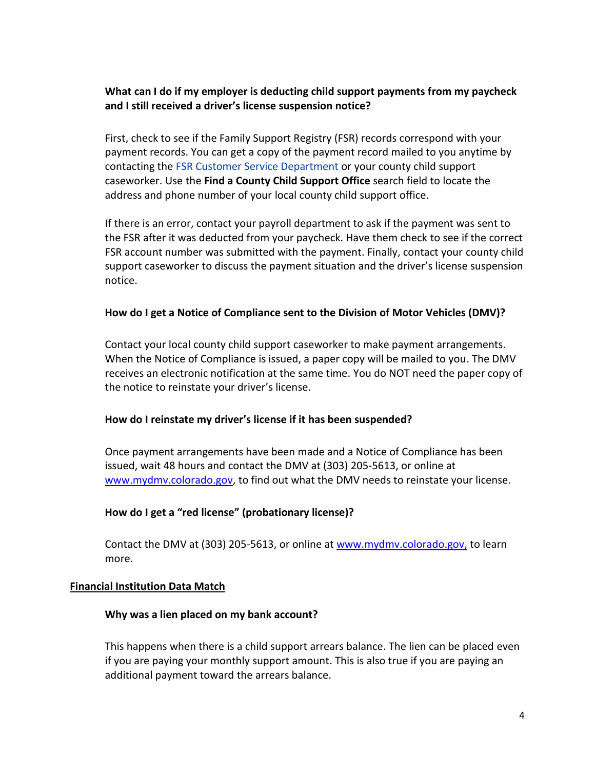### What can I do if my employer is deducting child support payments from my paycheck and I still received a driver's license suspension notice?

First, check to see if the Family Support Registry (FSR) records correspond with your payment records. You can get a copy of the payment record mailed to you anytime by contacting the FSR Customer Service Department or your county child support caseworker. Use the **Find a County Child Support Office** search field to locate the address and phone number of your local county child support office.

If there is an error, contact your payroll department to ask if the payment was sent to the FSR after it was deducted from your paycheck. Have them check to see if the correct FSR account number was submitted with the payment. Finally, contact your county child support caseworker to discuss the payment situation and the driver's license suspension notice.

### How do I get a Notice of Compliance sent to the Division of Motor Vehicles (DMV)?

Contact your local county child support caseworker to make payment arrangements. When the Notice of Compliance is issued, a paper copy will be mailed to you. The DMV receives an electronic notification at the same time. You do NOT need the paper copy of the notice to reinstate your driver's license.

### How do I reinstate my driver's license if it has been suspended?

Once payment arrangements have been made and a Notice of Compliance has been issued, wait 48 hours and contact the DMV at (303) 205-5613, or online at www.mydmv.colorado.gov, to find out what the DMV needs to reinstate your license.

### How do I get a "red license" (probationary license)?

Contact the DMV at (303) 205-5613, or online at www.mydmv.colorado.gov, to learn more.

## Financial Institution Data Match

### Why was a lien placed on my bank account?

This happens when there is a child support arrears balance. The lien can be placed even if you are paying your monthly support amount. This is also true if you are paying an additional payment toward the arrears balance.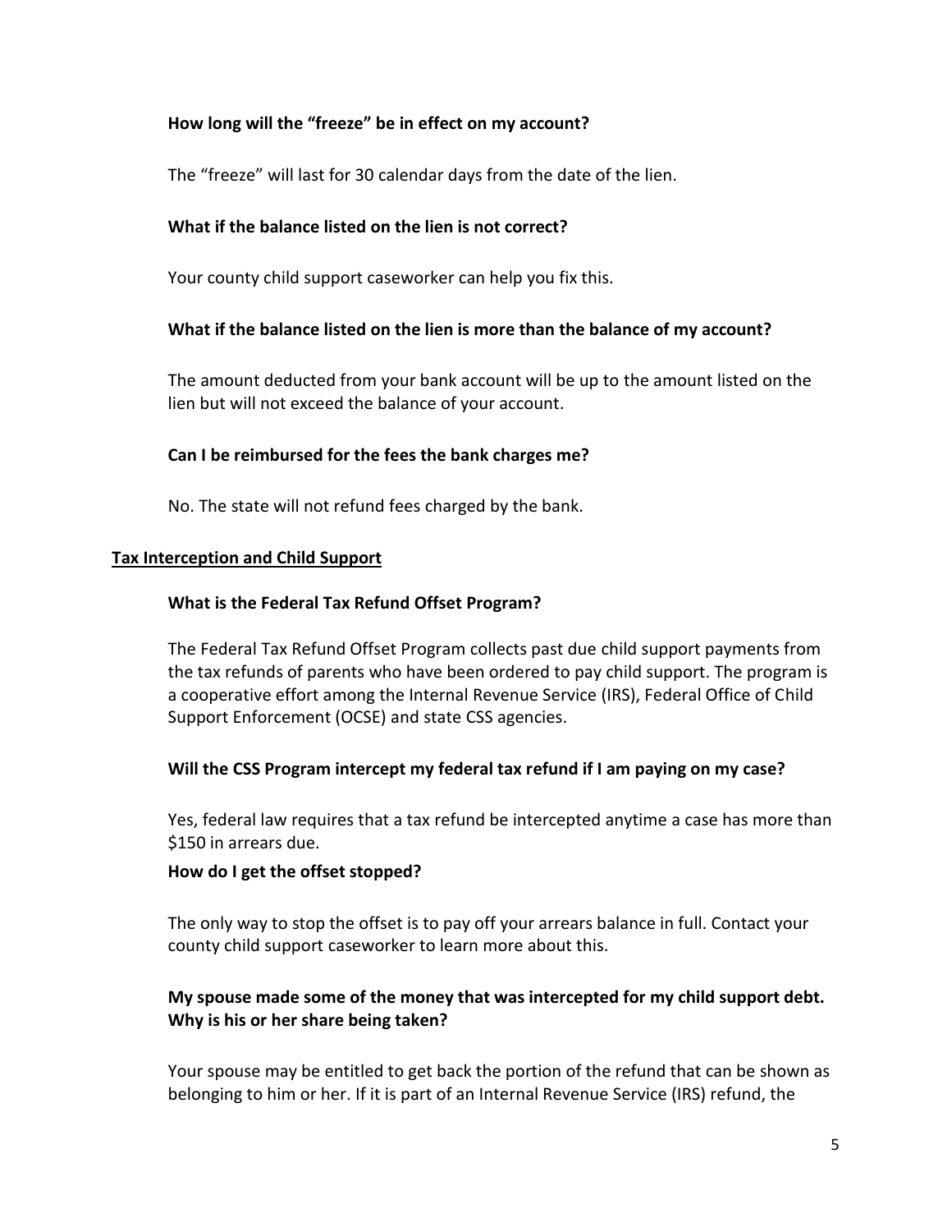**How long will the "freeze" be in effect on my account?**

The "freeze" will last for 30 calendar days from the date of the lien.

**What if the balance listed on the lien is not correct?**

Your county child support caseworker can help you fix this.

**What if the balance listed on the lien is more than the balance of my account?**

The amount deducted from your bank account will be up to the amount listed on the lien but will not exceed the balance of your account.

**Can I be reimbursed for the fees the bank charges me?**

No. The state will not refund fees charged by the bank.

## Tax Interception and Child Support

**What is the Federal Tax Refund Offset Program?**

The Federal Tax Refund Offset Program collects past due child support payments from the tax refunds of parents who have been ordered to pay child support. The program is a cooperative effort among the Internal Revenue Service (IRS), Federal Office of Child Support Enforcement (OCSE) and state CSS agencies.

**Will the CSS Program intercept my federal tax refund if I am paying on my case?**

Yes, federal law requires that a tax refund be intercepted anytime a case has more than $150 in arrears due.

**How do I get the offset stopped?**

The only way to stop the offset is to pay off your arrears balance in full. Contact your county child support caseworker to learn more about this.

**My spouse made some of the money that was intercepted for my child support debt. Why is his or her share being taken?**

Your spouse may be entitled to get back the portion of the refund that can be shown as belonging to him or her. If it is part of an Internal Revenue Service (IRS) refund, the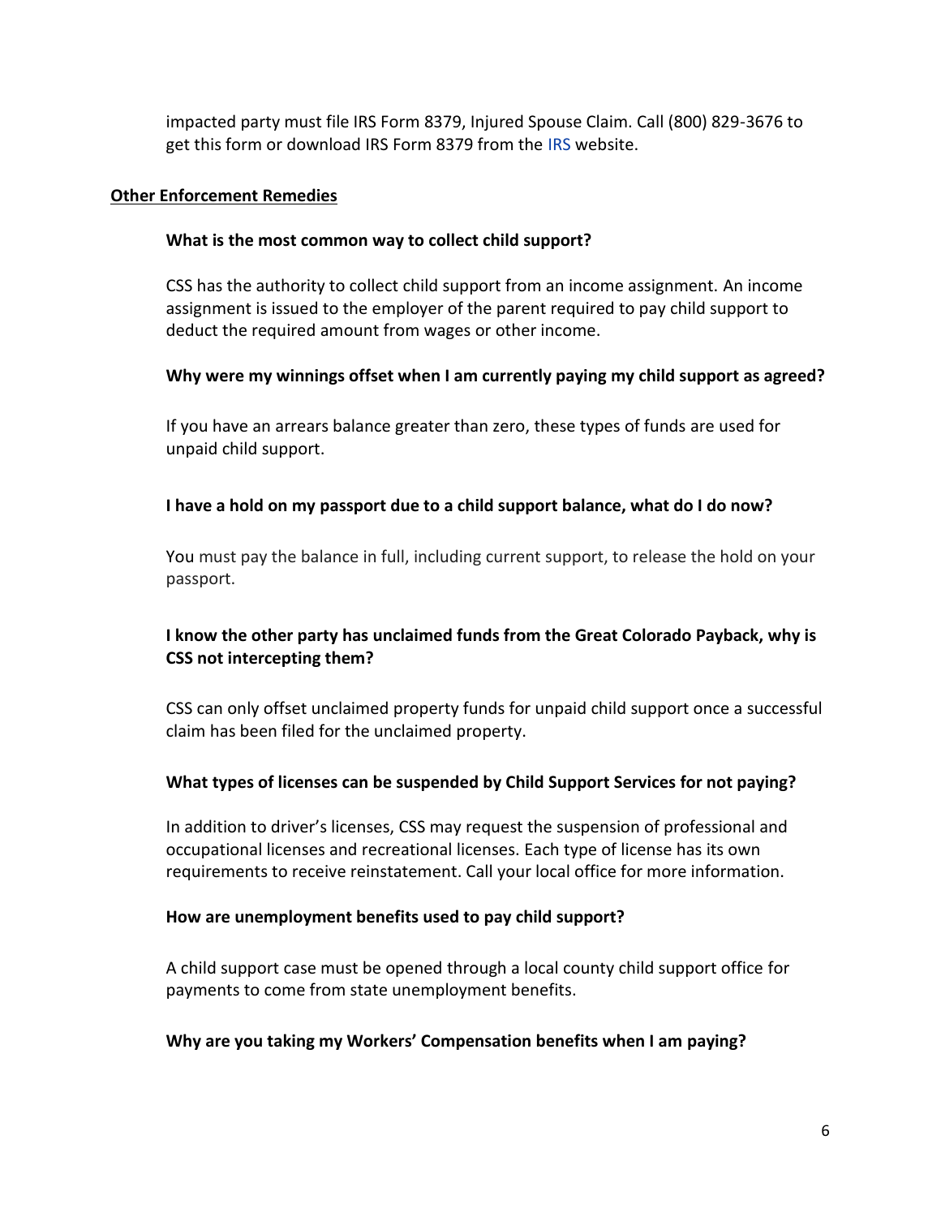impacted party must file IRS Form 8379, Injured Spouse Claim. Call (800) 829-3676 to get this form or download IRS Form 8379 from the IRS website.

## Other Enforcement Remedies

### What is the most common way to collect child support?

CSS has the authority to collect child support from an income assignment. An income assignment is issued to the employer of the parent required to pay child support to deduct the required amount from wages or other income.

### Why were my winnings offset when I am currently paying my child support as agreed?

If you have an arrears balance greater than zero, these types of funds are used for unpaid child support.

### I have a hold on my passport due to a child support balance, what do I do now?

You must pay the balance in full, including current support, to release the hold on your passport.

### I know the other party has unclaimed funds from the Great Colorado Payback, why is CSS not intercepting them?

CSS can only offset unclaimed property funds for unpaid child support once a successful claim has been filed for the unclaimed property.

### What types of licenses can be suspended by Child Support Services for not paying?

In addition to driver's licenses, CSS may request the suspension of professional and occupational licenses and recreational licenses. Each type of license has its own requirements to receive reinstatement. Call your local office for more information.

### How are unemployment benefits used to pay child support?

A child support case must be opened through a local county child support office for payments to come from state unemployment benefits.

### Why are you taking my Workers' Compensation benefits when I am paying?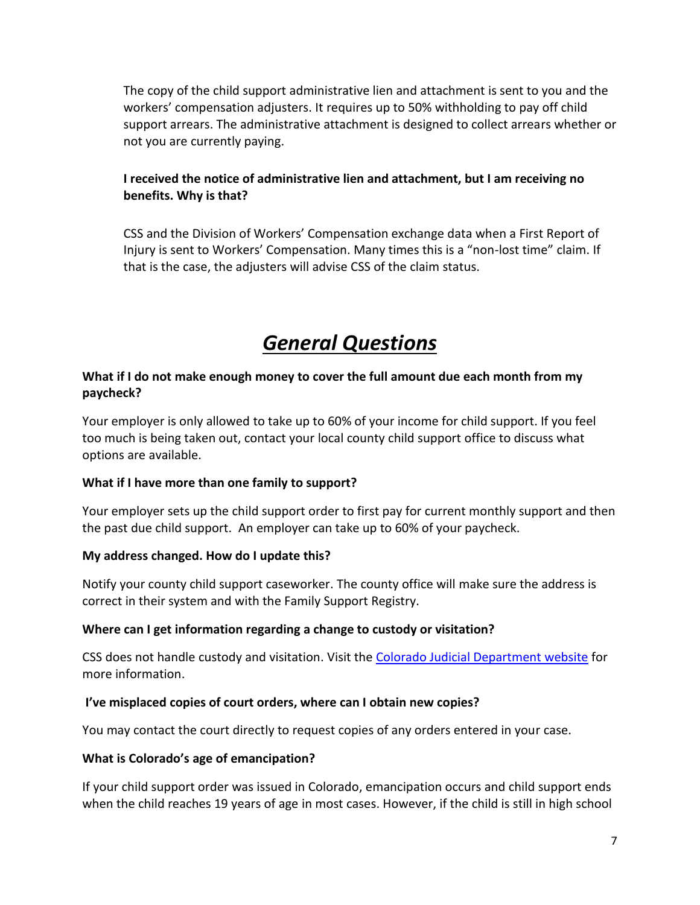The copy of the child support administrative lien and attachment is sent to you and the workers' compensation adjusters. It requires up to 50% withholding to pay off child support arrears. The administrative attachment is designed to collect arrears whether or not you are currently paying.

**I received the notice of administrative lien and attachment, but I am receiving no benefits. Why is that?**

CSS and the Division of Workers' Compensation exchange data when a First Report of Injury is sent to Workers' Compensation. Many times this is a "non-lost time" claim. If that is the case, the adjusters will advise CSS of the claim status.

# ***General Questions***

**What if I do not make enough money to cover the full amount due each month from my paycheck?**

Your employer is only allowed to take up to 60% of your income for child support. If you feel too much is being taken out, contact your local county child support office to discuss what options are available.

**What if I have more than one family to support?**

Your employer sets up the child support order to first pay for current monthly support and then the past due child support. An employer can take up to 60% of your paycheck.

**My address changed. How do I update this?**

Notify your county child support caseworker. The county office will make sure the address is correct in their system and with the Family Support Registry.

**Where can I get information regarding a change to custody or visitation?**

CSS does not handle custody and visitation. Visit the Colorado Judicial Department website for more information.

**I've misplaced copies of court orders, where can I obtain new copies?**

You may contact the court directly to request copies of any orders entered in your case.

**What is Colorado's age of emancipation?**

If your child support order was issued in Colorado, emancipation occurs and child support ends when the child reaches 19 years of age in most cases. However, if the child is still in high school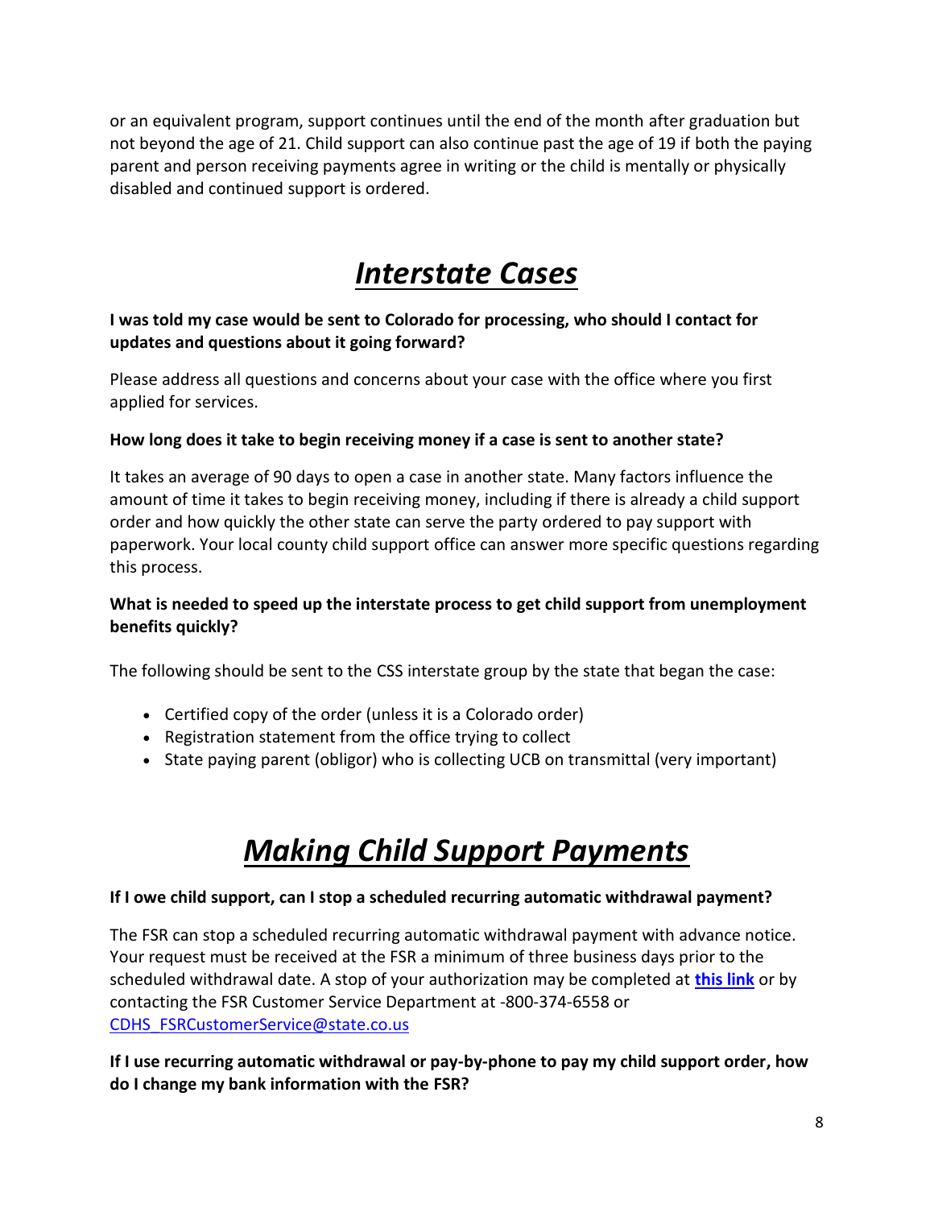or an equivalent program, support continues until the end of the month after graduation but not beyond the age of 21. Child support can also continue past the age of 19 if both the paying parent and person receiving payments agree in writing or the child is mentally or physically disabled and continued support is ordered.

# *Interstate Cases*

**I was told my case would be sent to Colorado for processing, who should I contact for updates and questions about it going forward?**

Please address all questions and concerns about your case with the office where you first applied for services.

**How long does it take to begin receiving money if a case is sent to another state?**

It takes an average of 90 days to open a case in another state. Many factors influence the amount of time it takes to begin receiving money, including if there is already a child support order and how quickly the other state can serve the party ordered to pay support with paperwork. Your local county child support office can answer more specific questions regarding this process.

**What is needed to speed up the interstate process to get child support from unemployment benefits quickly?**

The following should be sent to the CSS interstate group by the state that began the case:

- Certified copy of the order (unless it is a Colorado order)
- Registration statement from the office trying to collect
- State paying parent (obligor) who is collecting UCB on transmittal (very important)

# *Making Child Support Payments*

**If I owe child support, can I stop a scheduled recurring automatic withdrawal payment?**

The FSR can stop a scheduled recurring automatic withdrawal payment with advance notice. Your request must be received at the FSR a minimum of three business days prior to the scheduled withdrawal date. A stop of your authorization may be completed at **this link** or by contacting the FSR Customer Service Department at -800-374-6558 or CDHS_FSRCustomerService@state.co.us

**If I use recurring automatic withdrawal or pay-by-phone to pay my child support order, how do I change my bank information with the FSR?**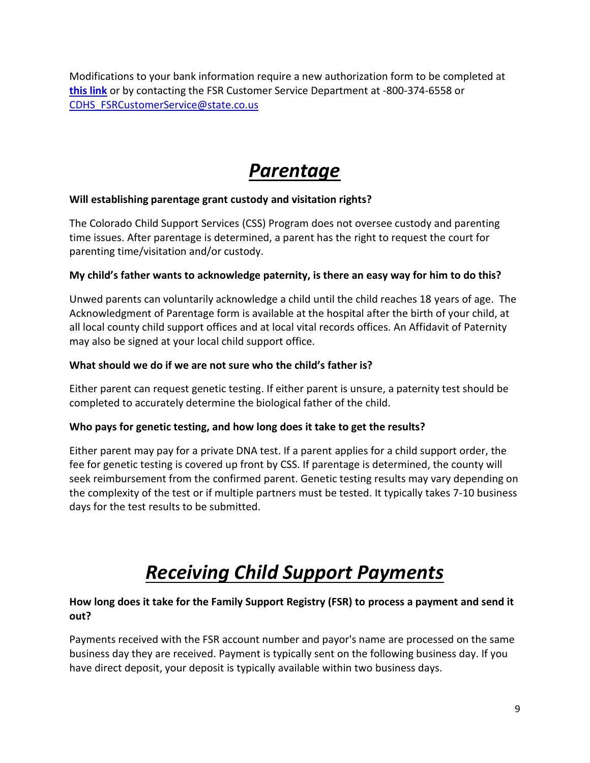Modifications to your bank information require a new authorization form to be completed at **this link** or by contacting the FSR Customer Service Department at -800-374-6558 or CDHS_FSRCustomerService@state.co.us

# *Parentage*

**Will establishing parentage grant custody and visitation rights?**

The Colorado Child Support Services (CSS) Program does not oversee custody and parenting time issues. After parentage is determined, a parent has the right to request the court for parenting time/visitation and/or custody.

**My child's father wants to acknowledge paternity, is there an easy way for him to do this?**

Unwed parents can voluntarily acknowledge a child until the child reaches 18 years of age. The Acknowledgment of Parentage form is available at the hospital after the birth of your child, at all local county child support offices and at local vital records offices. An Affidavit of Paternity may also be signed at your local child support office.

**What should we do if we are not sure who the child's father is?**

Either parent can request genetic testing. If either parent is unsure, a paternity test should be completed to accurately determine the biological father of the child.

**Who pays for genetic testing, and how long does it take to get the results?**

Either parent may pay for a private DNA test. If a parent applies for a child support order, the fee for genetic testing is covered up front by CSS. If parentage is determined, the county will seek reimbursement from the confirmed parent. Genetic testing results may vary depending on the complexity of the test or if multiple partners must be tested. It typically takes 7-10 business days for the test results to be submitted.

# *Receiving Child Support Payments*

**How long does it take for the Family Support Registry (FSR) to process a payment and send it out?**

Payments received with the FSR account number and payor's name are processed on the same business day they are received. Payment is typically sent on the following business day. If you have direct deposit, your deposit is typically available within two business days.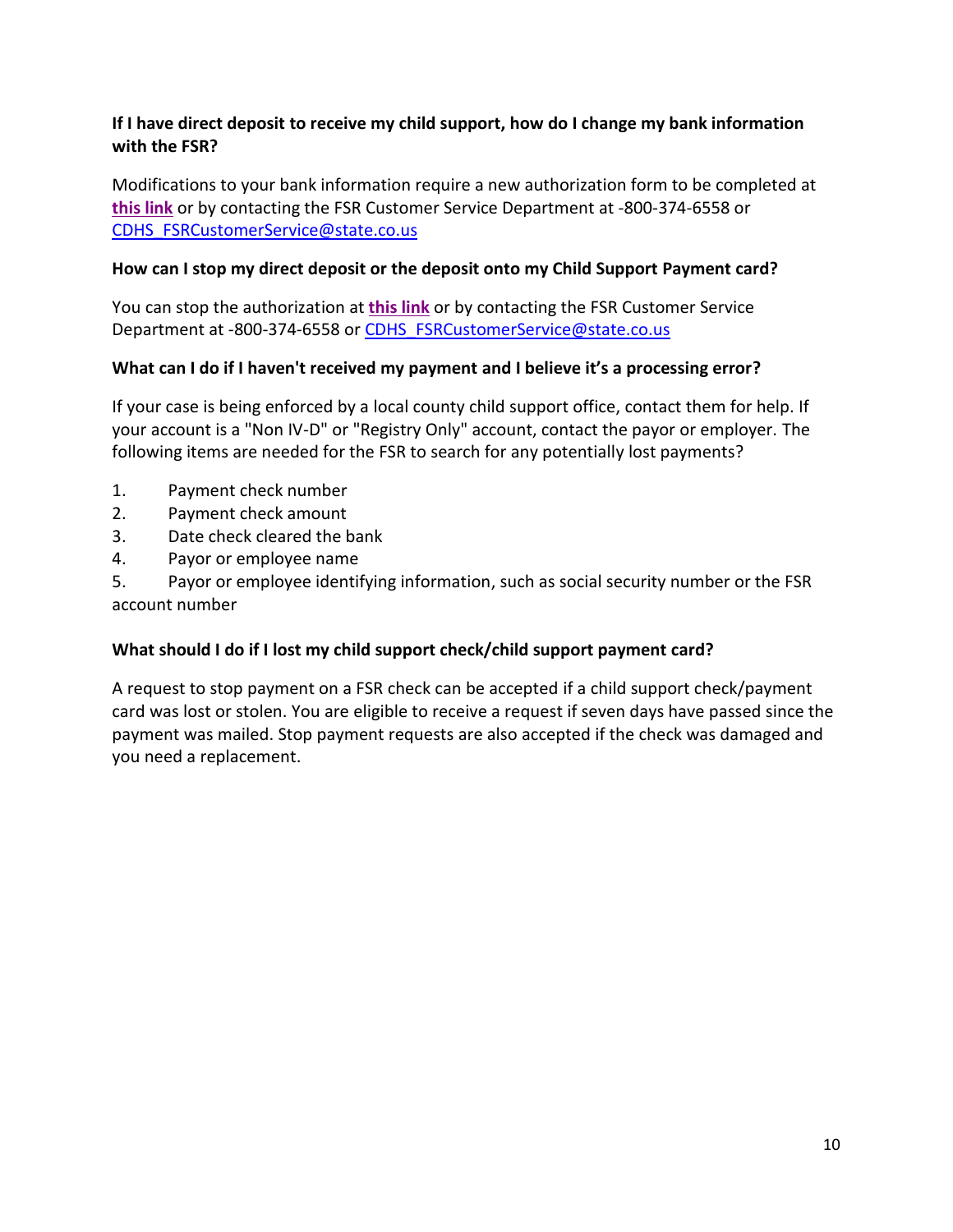**If I have direct deposit to receive my child support, how do I change my bank information with the FSR?**

Modifications to your bank information require a new authorization form to be completed at **this link** or by contacting the FSR Customer Service Department at -800-374-6558 or CDHS_FSRCustomerService@state.co.us

**How can I stop my direct deposit or the deposit onto my Child Support Payment card?**

You can stop the authorization at **this link** or by contacting the FSR Customer Service Department at -800-374-6558 or CDHS_FSRCustomerService@state.co.us

**What can I do if I haven't received my payment and I believe it's a processing error?**

If your case is being enforced by a local county child support office, contact them for help. If your account is a "Non IV-D" or "Registry Only" account, contact the payor or employer. The following items are needed for the FSR to search for any potentially lost payments?

1. Payment check number
2. Payment check amount
3. Date check cleared the bank
4. Payor or employee name
5. Payor or employee identifying information, such as social security number or the FSR account number

**What should I do if I lost my child support check/child support payment card?**

A request to stop payment on a FSR check can be accepted if a child support check/payment card was lost or stolen. You are eligible to receive a request if seven days have passed since the payment was mailed. Stop payment requests are also accepted if the check was damaged and you need a replacement.